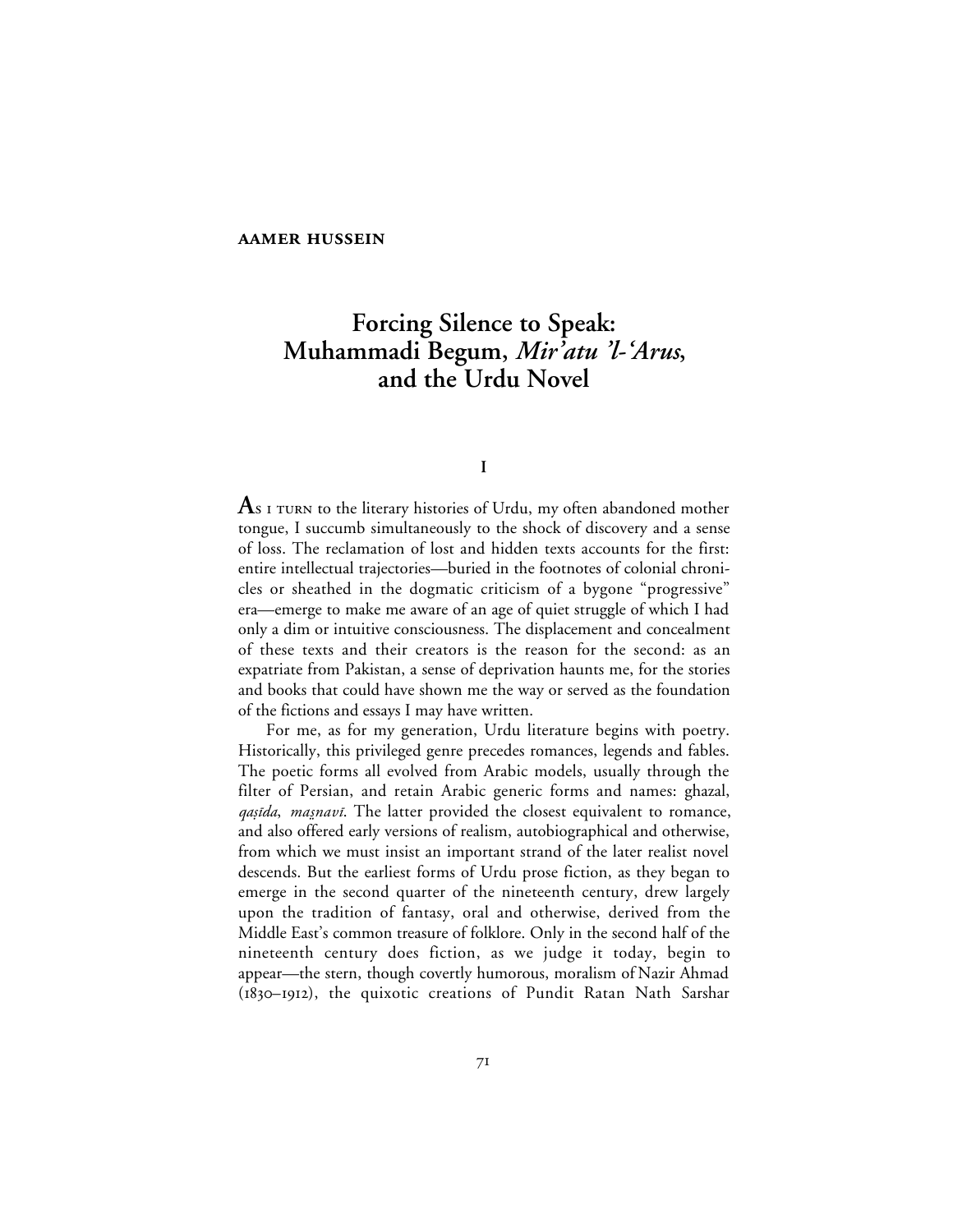**AAMER HUSSEIN**

# Forcing Silence to Speak: Muhammadi Begum, *Mir'atu 'l-'Arus*, and the Urdu Novel

## I

As I turn to the literary histories of Urdu, my often abandoned mother tongue, I succumb simultaneously to the shock of discovery and a sense of loss. The reclamation of lost and hidden texts accounts for the first: entire intellectual trajectories—buried in the footnotes of colonial chronicles or sheathed in the dogmatic criticism of a bygone "progressive" era—emerge to make me aware of an age of quiet struggle of which I had only a dim or intuitive consciousness. The displacement and concealment of these texts and their creators is the reason for the second: as an expatriate from Pakistan, a sense of deprivation haunts me, for the stories and books that could have shown me the way or served as the foundation of the fictions and essays I may have written.

For me, as for my generation, Urdu literature begins with poetry. Historically, this privileged genre precedes romances, legends and fables. The poetic forms all evolved from Arabic models, usually through the filter of Persian, and retain Arabic generic forms and names: ghazal, *qaṣīda*, *mas̤navī*. The latter provided the closest equivalent to romance, and also offered early versions of realism, autobiographical and otherwise, from which we must insist an important strand of the later realist novel descends. But the earliest forms of Urdu prose fiction, as they began to emerge in the second quarter of the nineteenth century, drew largely upon the tradition of fantasy, oral and otherwise, derived from the Middle East's common treasure of folklore. Only in the second half of the nineteenth century does fiction, as we judge it today, begin to appear—the stern, though covertly humorous, moralism of Nazir Ahmad (1830–1912), the quixotic creations of Pundit Ratan Nath Sarshar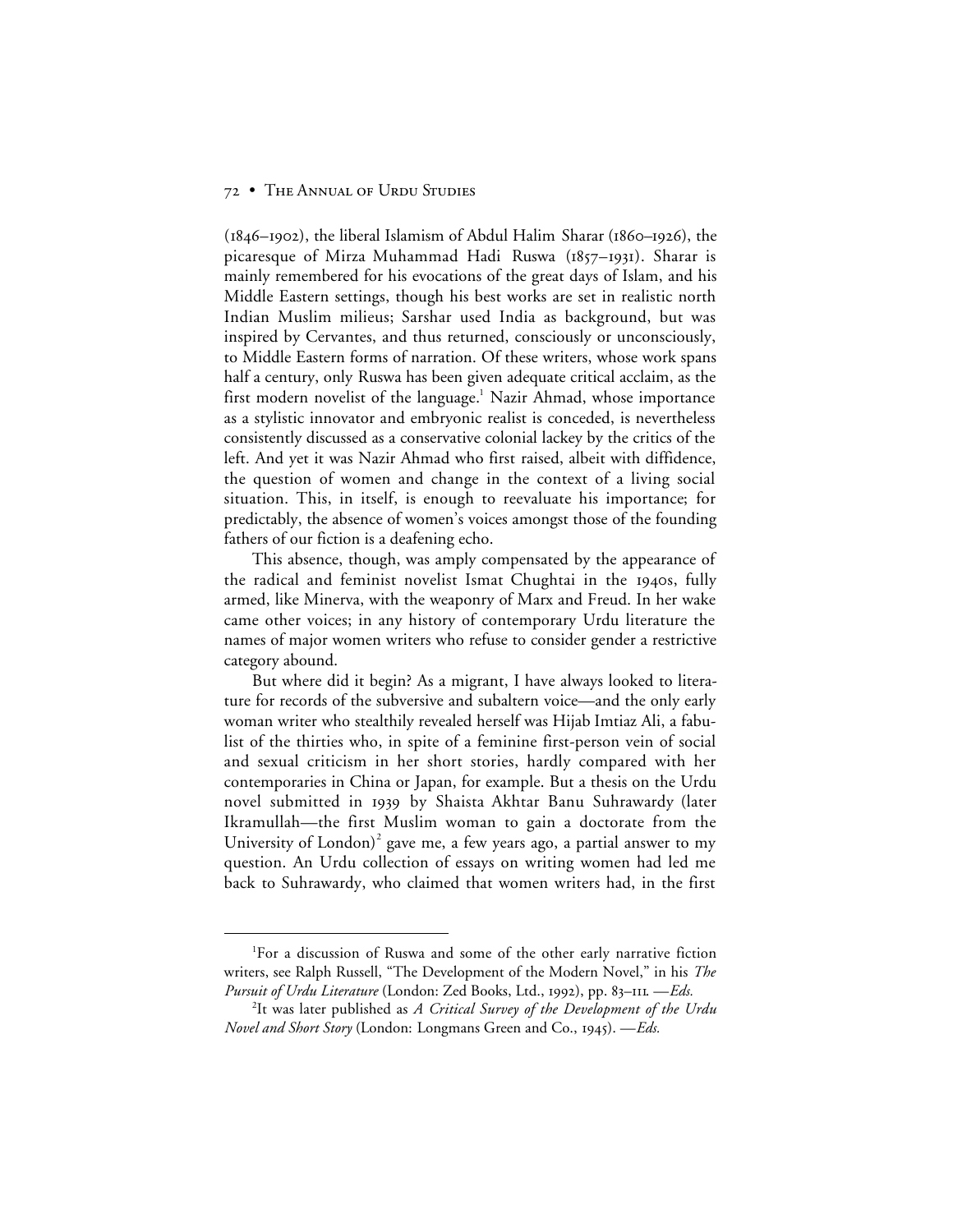(1846–1902), the liberal Islamism of Abdul Halim Sharar (1860–1926), the picaresque of Mirza Muhammad Hadi Ruswa (1857–1931). Sharar is mainly remembered for his evocations of the great days of Islam, and his Middle Eastern settings, though his best works are set in realistic north Indian Muslim milieus; Sarshar used India as background, but was inspired by Cervantes, and thus returned, consciously or unconsciously, to Middle Eastern forms of narration. Of these writers, whose work spans half a century, only Ruswa has been given adequate critical acclaim, as the first modern novelist of the language.[1] Nazir Ahmad, whose importance as a stylistic innovator and embryonic realist is conceded, is nevertheless consistently discussed as a conservative colonial lackey by the critics of the left. And yet it was Nazir Ahmad who first raised, albeit with diffidence, the question of women and change in the context of a living social situation. This, in itself, is enough to reevaluate his importance; for predictably, the absence of women's voices amongst those of the founding fathers of our fiction is a deafening echo.

This absence, though, was amply compensated by the appearance of the radical and feminist novelist Ismat Chughtai in the 1940s, fully armed, like Minerva, with the weaponry of Marx and Freud. In her wake came other voices; in any history of contemporary Urdu literature the names of major women writers who refuse to consider gender a restrictive category abound.

But where did it begin? As a migrant, I have always looked to literature for records of the subversive and subaltern voice—and the only early woman writer who stealthily revealed herself was Hijab Imtiaz Ali, a fabulist of the thirties who, in spite of a feminine first-person vein of social and sexual criticism in her short stories, hardly compared with her contemporaries in China or Japan, for example. But a thesis on the Urdu novel submitted in 1939 by Shaista Akhtar Banu Suhrawardy (later Ikramullah—the first Muslim woman to gain a doctorate from the University of London)[2] gave me, a few years ago, a partial answer to my question. An Urdu collection of essays on writing women had led me back to Suhrawardy, who claimed that women writers had, in the first

---

[1]For a discussion of Ruswa and some of the other early narrative fiction writers, see Ralph Russell, "The Development of the Modern Novel," in his *The Pursuit of Urdu Literature* (London: Zed Books, Ltd., 1992), pp. 83–111. —*Eds.*

[2]It was later published as *A Critical Survey of the Development of the Urdu Novel and Short Story* (London: Longmans Green and Co., 1945). —*Eds.*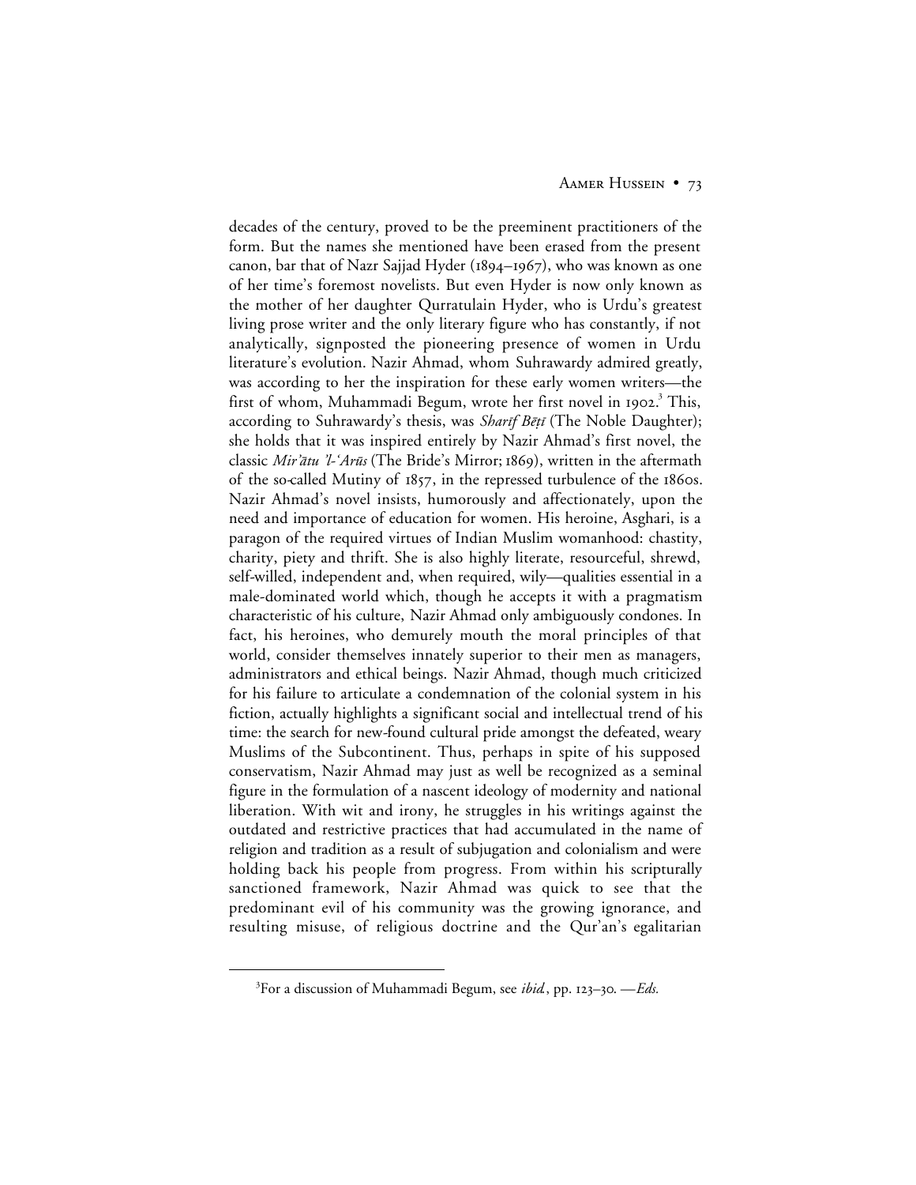decades of the century, proved to be the preeminent practitioners of the form. But the names she mentioned have been erased from the present canon, bar that of Nazr Sajjad Hyder (1894–1967), who was known as one of her time's foremost novelists. But even Hyder is now only known as the mother of her daughter Qurratulain Hyder, who is Urdu's greatest living prose writer and the only literary figure who has constantly, if not analytically, signposted the pioneering presence of women in Urdu literature's evolution. Nazir Ahmad, whom Suhrawardy admired greatly, was according to her the inspiration for these early women writers—the first of whom, Muhammadi Begum, wrote her first novel in 1902.[3] This, according to Suhrawardy's thesis, was *Sharīf Bēṭī* (The Noble Daughter); she holds that it was inspired entirely by Nazir Ahmad's first novel, the classic *Mir'ātu 'l-'Arūs* (The Bride's Mirror; 1869), written in the aftermath of the so-called Mutiny of 1857, in the repressed turbulence of the 1860s. Nazir Ahmad's novel insists, humorously and affectionately, upon the need and importance of education for women. His heroine, Asghari, is a paragon of the required virtues of Indian Muslim womanhood: chastity, charity, piety and thrift. She is also highly literate, resourceful, shrewd, self-willed, independent and, when required, wily—qualities essential in a male-dominated world which, though he accepts it with a pragmatism characteristic of his culture, Nazir Ahmad only ambiguously condones. In fact, his heroines, who demurely mouth the moral principles of that world, consider themselves innately superior to their men as managers, administrators and ethical beings. Nazir Ahmad, though much criticized for his failure to articulate a condemnation of the colonial system in his fiction, actually highlights a significant social and intellectual trend of his time: the search for new-found cultural pride amongst the defeated, weary Muslims of the Subcontinent. Thus, perhaps in spite of his supposed conservatism, Nazir Ahmad may just as well be recognized as a seminal figure in the formulation of a nascent ideology of modernity and national liberation. With wit and irony, he struggles in his writings against the outdated and restrictive practices that had accumulated in the name of religion and tradition as a result of subjugation and colonialism and were holding back his people from progress. From within his scripturally sanctioned framework, Nazir Ahmad was quick to see that the predominant evil of his community was the growing ignorance, and resulting misuse, of religious doctrine and the Qur'an's egalitarian

[3]For a discussion of Muhammadi Begum, see *ibid.*, pp. 123–30. —*Eds.*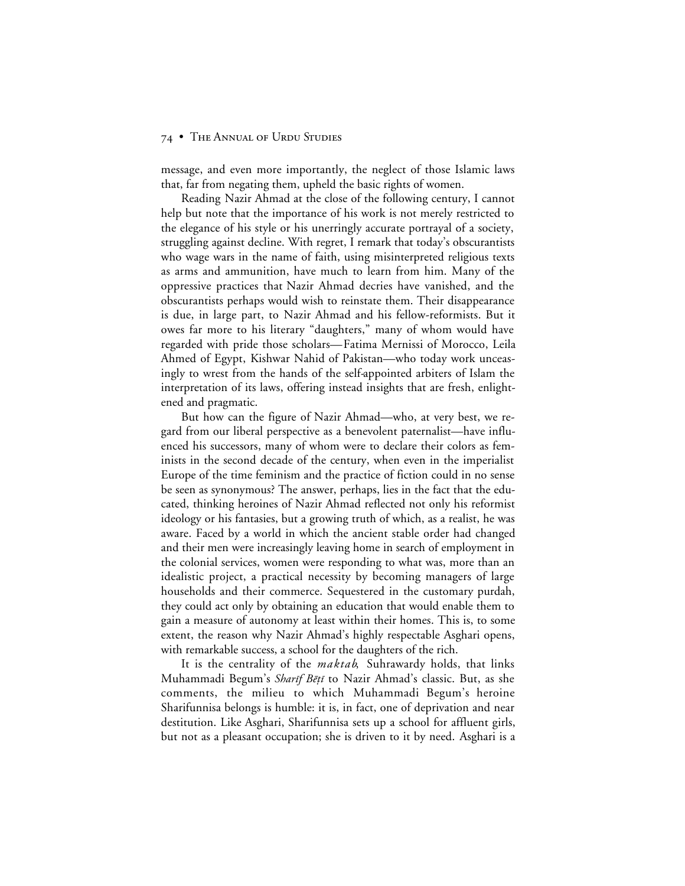message, and even more importantly, the neglect of those Islamic laws that, far from negating them, upheld the basic rights of women.

Reading Nazir Ahmad at the close of the following century, I cannot help but note that the importance of his work is not merely restricted to the elegance of his style or his unerringly accurate portrayal of a society, struggling against decline. With regret, I remark that today's obscurantists who wage wars in the name of faith, using misinterpreted religious texts as arms and ammunition, have much to learn from him. Many of the oppressive practices that Nazir Ahmad decries have vanished, and the obscurantists perhaps would wish to reinstate them. Their disappearance is due, in large part, to Nazir Ahmad and his fellow-reformists. But it owes far more to his literary "daughters," many of whom would have regarded with pride those scholars—Fatima Mernissi of Morocco, Leila Ahmed of Egypt, Kishwar Nahid of Pakistan—who today work unceasingly to wrest from the hands of the self-appointed arbiters of Islam the interpretation of its laws, offering instead insights that are fresh, enlightened and pragmatic.

But how can the figure of Nazir Ahmad—who, at very best, we regard from our liberal perspective as a benevolent paternalist—have influenced his successors, many of whom were to declare their colors as feminists in the second decade of the century, when even in the imperialist Europe of the time feminism and the practice of fiction could in no sense be seen as synonymous? The answer, perhaps, lies in the fact that the educated, thinking heroines of Nazir Ahmad reflected not only his reformist ideology or his fantasies, but a growing truth of which, as a realist, he was aware. Faced by a world in which the ancient stable order had changed and their men were increasingly leaving home in search of employment in the colonial services, women were responding to what was, more than an idealistic project, a practical necessity by becoming managers of large households and their commerce. Sequestered in the customary purdah, they could act only by obtaining an education that would enable them to gain a measure of autonomy at least within their homes. This is, to some extent, the reason why Nazir Ahmad's highly respectable Asghari opens, with remarkable success, a school for the daughters of the rich.

It is the centrality of the *maktab*, Suhrawardy holds, that links Muhammadi Begum's *Sharīf Bēṭī* to Nazir Ahmad's classic. But, as she comments, the milieu to which Muhammadi Begum's heroine Sharifunnisa belongs is humble: it is, in fact, one of deprivation and near destitution. Like Asghari, Sharifunnisa sets up a school for affluent girls, but not as a pleasant occupation; she is driven to it by need. Asghari is a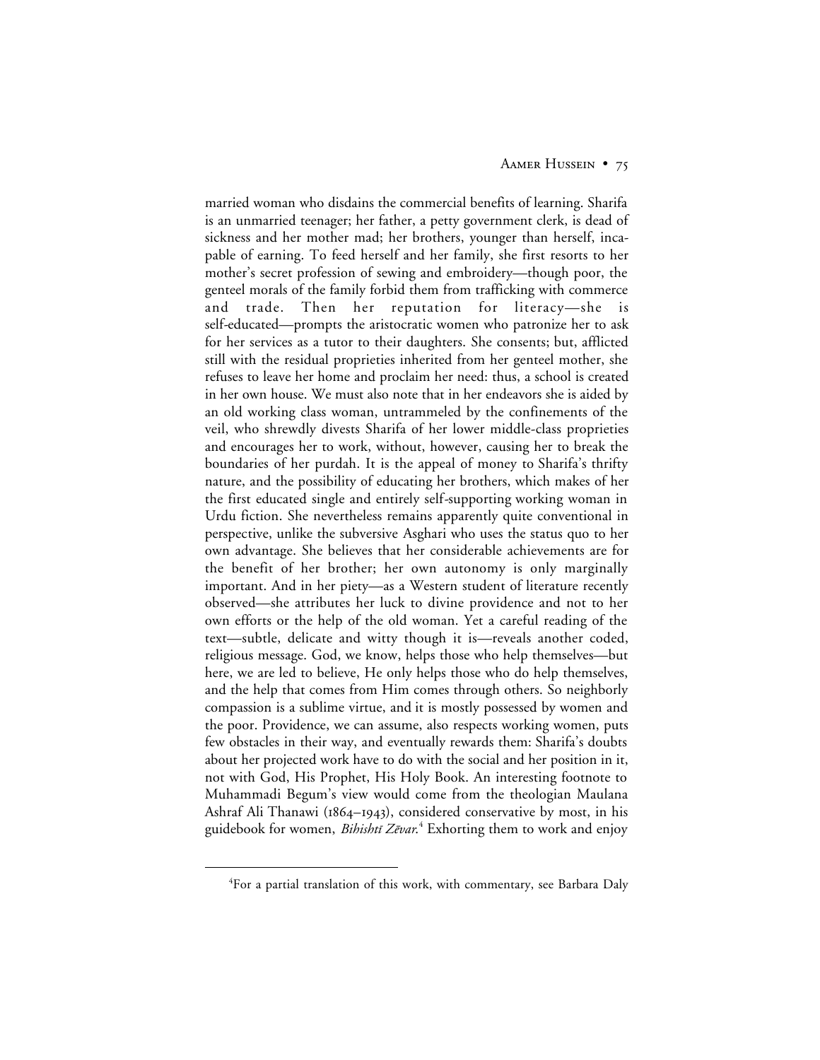married woman who disdains the commercial benefits of learning. Sharifa is an unmarried teenager; her father, a petty government clerk, is dead of sickness and her mother mad; her brothers, younger than herself, incapable of earning. To feed herself and her family, she first resorts to her mother's secret profession of sewing and embroidery—though poor, the genteel morals of the family forbid them from trafficking with commerce and trade. Then her reputation for literacy—she is self-educated—prompts the aristocratic women who patronize her to ask for her services as a tutor to their daughters. She consents; but, afflicted still with the residual proprieties inherited from her genteel mother, she refuses to leave her home and proclaim her need: thus, a school is created in her own house. We must also note that in her endeavors she is aided by an old working class woman, untrammeled by the confinements of the veil, who shrewdly divests Sharifa of her lower middle-class proprieties and encourages her to work, without, however, causing her to break the boundaries of her purdah. It is the appeal of money to Sharifa's thrifty nature, and the possibility of educating her brothers, which makes of her the first educated single and entirely self-supporting working woman in Urdu fiction. She nevertheless remains apparently quite conventional in perspective, unlike the subversive Asghari who uses the status quo to her own advantage. She believes that her considerable achievements are for the benefit of her brother; her own autonomy is only marginally important. And in her piety—as a Western student of literature recently observed—she attributes her luck to divine providence and not to her own efforts or the help of the old woman. Yet a careful reading of the text—subtle, delicate and witty though it is—reveals another coded, religious message. God, we know, helps those who help themselves—but here, we are led to believe, He only helps those who do help themselves, and the help that comes from Him comes through others. So neighborly compassion is a sublime virtue, and it is mostly possessed by women and the poor. Providence, we can assume, also respects working women, puts few obstacles in their way, and eventually rewards them: Sharifa's doubts about her projected work have to do with the social and her position in it, not with God, His Prophet, His Holy Book. An interesting footnote to Muhammadi Begum's view would come from the theologian Maulana Ashraf Ali Thanawi (1864–1943), considered conservative by most, in his guidebook for women, *Bihishtī Zēvar*.[4] Exhorting them to work and enjoy

[4]For a partial translation of this work, with commentary, see Barbara Daly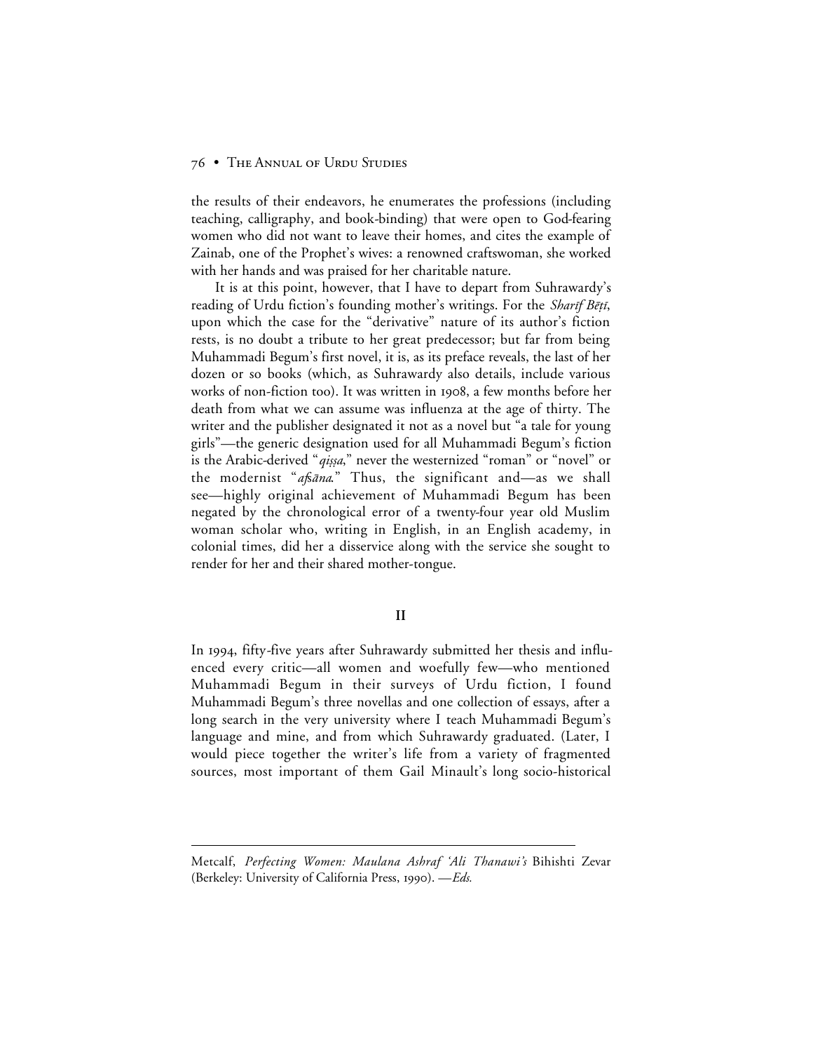the results of their endeavors, he enumerates the professions (including teaching, calligraphy, and book-binding) that were open to God-fearing women who did not want to leave their homes, and cites the example of Zainab, one of the Prophet's wives: a renowned craftswoman, she worked with her hands and was praised for her charitable nature.

It is at this point, however, that I have to depart from Suhrawardy's reading of Urdu fiction's founding mother's writings. For the *Sharīf Bēṭī*, upon which the case for the "derivative" nature of its author's fiction rests, is no doubt a tribute to her great predecessor; but far from being Muhammadi Begum's first novel, it is, as its preface reveals, the last of her dozen or so books (which, as Suhrawardy also details, include various works of non-fiction too). It was written in 1908, a few months before her death from what we can assume was influenza at the age of thirty. The writer and the publisher designated it not as a novel but "a tale for young girls"—the generic designation used for all Muhammadi Begum's fiction is the Arabic-derived "*qiṣṣa*," never the westernized "roman" or "novel" or the modernist "*afsāna*." Thus, the significant and—as we shall see—highly original achievement of Muhammadi Begum has been negated by the chronological error of a twenty-four year old Muslim woman scholar who, writing in English, in an English academy, in colonial times, did her a disservice along with the service she sought to render for her and their shared mother-tongue.

## II

In 1994, fifty-five years after Suhrawardy submitted her thesis and influenced every critic—all women and woefully few—who mentioned Muhammadi Begum in their surveys of Urdu fiction, I found Muhammadi Begum's three novellas and one collection of essays, after a long search in the very university where I teach Muhammadi Begum's language and mine, and from which Suhrawardy graduated. (Later, I would piece together the writer's life from a variety of fragmented sources, most important of them Gail Minault's long socio-historical

---

Metcalf, *Perfecting Women: Maulana Ashraf 'Ali Thanawi's* Bihishti Zevar (Berkeley: University of California Press, 1990). —*Eds.*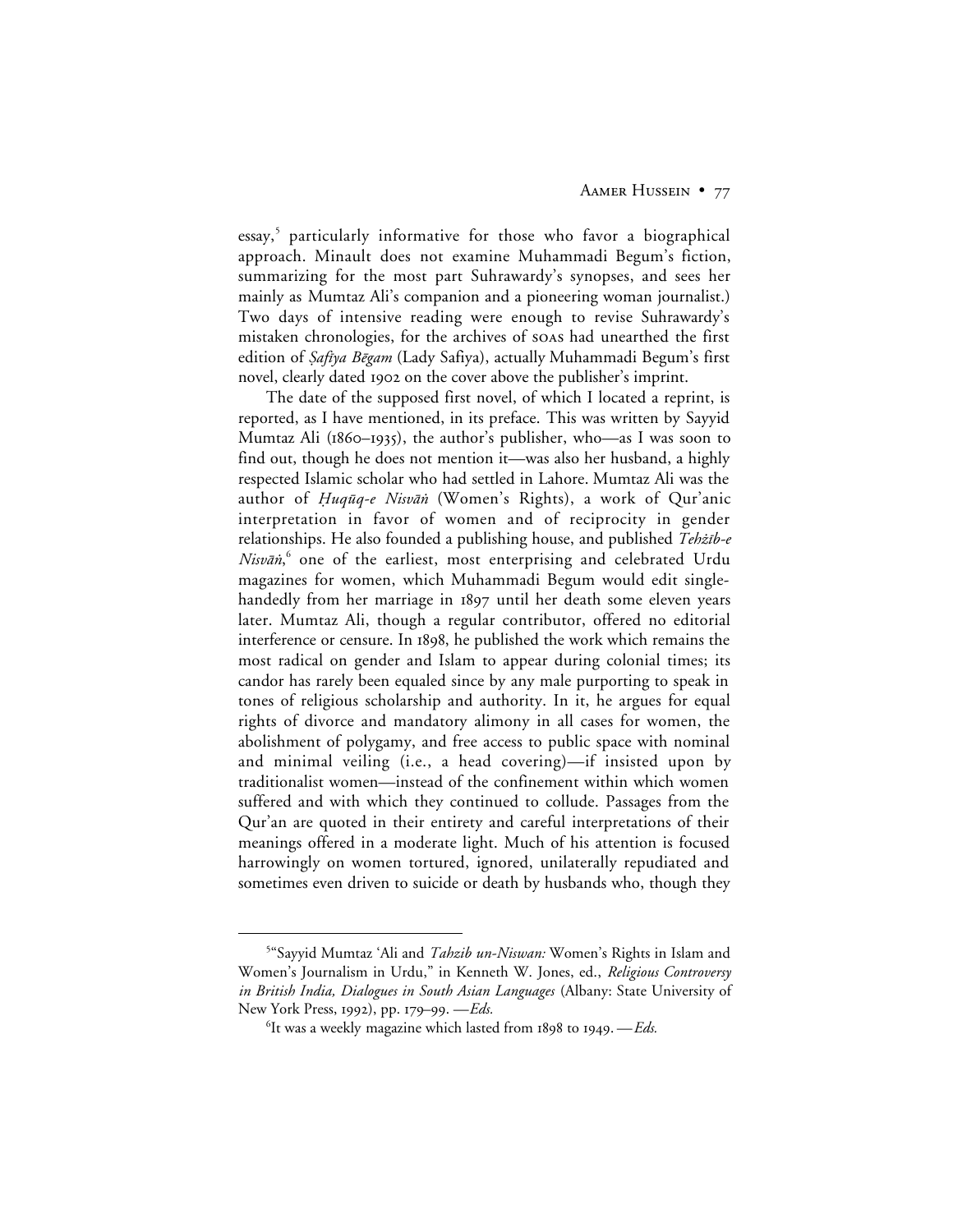essay,[5] particularly informative for those who favor a biographical approach. Minault does not examine Muhammadi Begum's fiction, summarizing for the most part Suhrawardy's synopses, and sees her mainly as Mumtaz Ali's companion and a pioneering woman journalist.) Two days of intensive reading were enough to revise Suhrawardy's mistaken chronologies, for the archives of SOAS had unearthed the first edition of *Ṣafīya Bēgam* (Lady Safiya), actually Muhammadi Begum's first novel, clearly dated 1902 on the cover above the publisher's imprint.

The date of the supposed first novel, of which I located a reprint, is reported, as I have mentioned, in its preface. This was written by Sayyid Mumtaz Ali (1860–1935), the author's publisher, who—as I was soon to find out, though he does not mention it—was also her husband, a highly respected Islamic scholar who had settled in Lahore. Mumtaz Ali was the author of *Ḥuqūq-e Nisvāṅ* (Women's Rights), a work of Qur'anic interpretation in favor of women and of reciprocity in gender relationships. He also founded a publishing house, and published *Tehẕīb-e Nisvāṅ*,[6] one of the earliest, most enterprising and celebrated Urdu magazines for women, which Muhammadi Begum would edit single-handedly from her marriage in 1897 until her death some eleven years later. Mumtaz Ali, though a regular contributor, offered no editorial interference or censure. In 1898, he published the work which remains the most radical on gender and Islam to appear during colonial times; its candor has rarely been equaled since by any male purporting to speak in tones of religious scholarship and authority. In it, he argues for equal rights of divorce and mandatory alimony in all cases for women, the abolishment of polygamy, and free access to public space with nominal and minimal veiling (i.e., a head covering)—if insisted upon by traditionalist women—instead of the confinement within which women suffered and with which they continued to collude. Passages from the Qur'an are quoted in their entirety and careful interpretations of their meanings offered in a moderate light. Much of his attention is focused harrowingly on women tortured, ignored, unilaterally repudiated and sometimes even driven to suicide or death by husbands who, though they

---

[5] "Sayyid Mumtaz 'Ali and *Tahzib un-Niswan:* Women's Rights in Islam and Women's Journalism in Urdu," in Kenneth W. Jones, ed., *Religious Controversy in British India, Dialogues in South Asian Languages* (Albany: State University of New York Press, 1992), pp. 179–99. —*Eds.*

[6] It was a weekly magazine which lasted from 1898 to 1949. —*Eds.*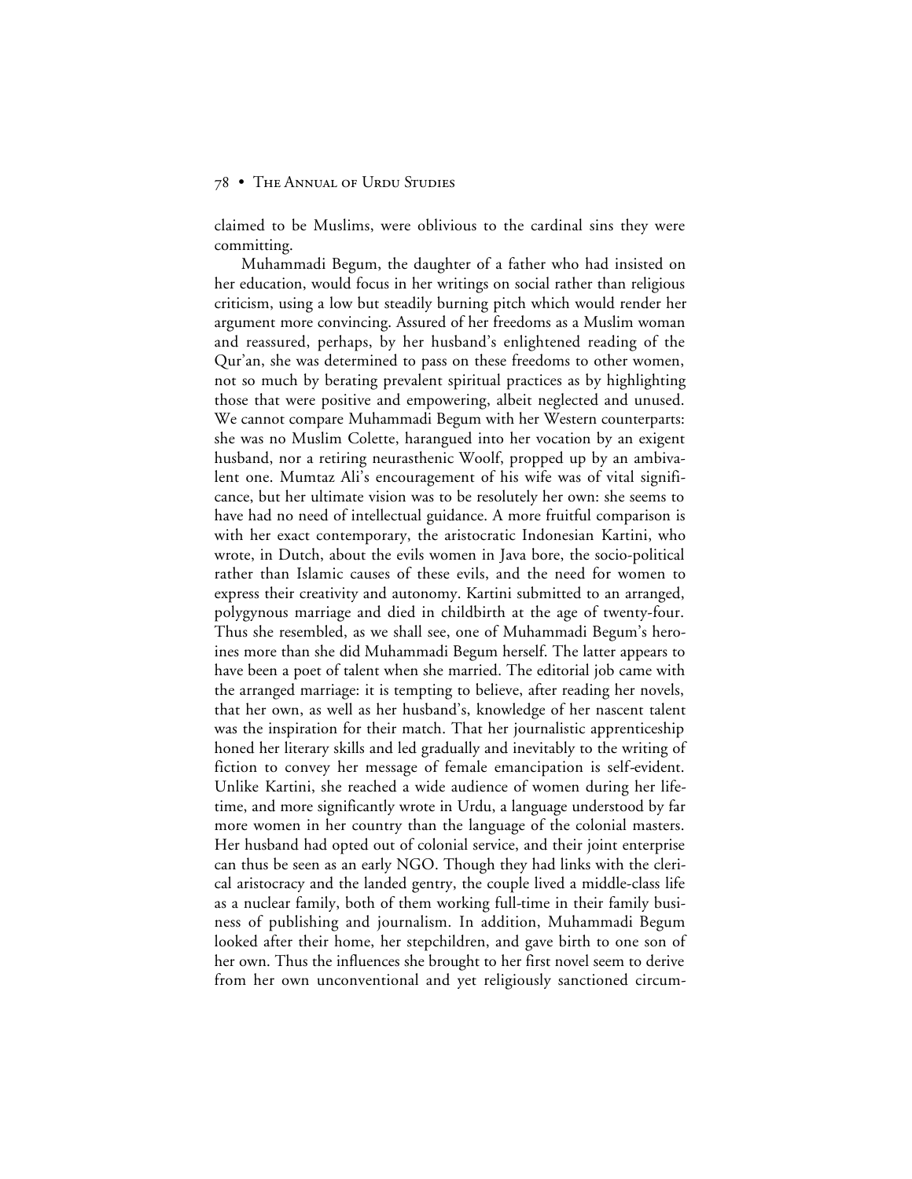claimed to be Muslims, were oblivious to the cardinal sins they were committing.

Muhammadi Begum, the daughter of a father who had insisted on her education, would focus in her writings on social rather than religious criticism, using a low but steadily burning pitch which would render her argument more convincing. Assured of her freedoms as a Muslim woman and reassured, perhaps, by her husband's enlightened reading of the Qur'an, she was determined to pass on these freedoms to other women, not so much by berating prevalent spiritual practices as by highlighting those that were positive and empowering, albeit neglected and unused. We cannot compare Muhammadi Begum with her Western counterparts: she was no Muslim Colette, harangued into her vocation by an exigent husband, nor a retiring neurasthenic Woolf, propped up by an ambivalent one. Mumtaz Ali's encouragement of his wife was of vital significance, but her ultimate vision was to be resolutely her own: she seems to have had no need of intellectual guidance. A more fruitful comparison is with her exact contemporary, the aristocratic Indonesian Kartini, who wrote, in Dutch, about the evils women in Java bore, the socio-political rather than Islamic causes of these evils, and the need for women to express their creativity and autonomy. Kartini submitted to an arranged, polygynous marriage and died in childbirth at the age of twenty-four. Thus she resembled, as we shall see, one of Muhammadi Begum's heroines more than she did Muhammadi Begum herself. The latter appears to have been a poet of talent when she married. The editorial job came with the arranged marriage: it is tempting to believe, after reading her novels, that her own, as well as her husband's, knowledge of her nascent talent was the inspiration for their match. That her journalistic apprenticeship honed her literary skills and led gradually and inevitably to the writing of fiction to convey her message of female emancipation is self-evident. Unlike Kartini, she reached a wide audience of women during her lifetime, and more significantly wrote in Urdu, a language understood by far more women in her country than the language of the colonial masters. Her husband had opted out of colonial service, and their joint enterprise can thus be seen as an early NGO. Though they had links with the clerical aristocracy and the landed gentry, the couple lived a middle-class life as a nuclear family, both of them working full-time in their family business of publishing and journalism. In addition, Muhammadi Begum looked after their home, her stepchildren, and gave birth to one son of her own. Thus the influences she brought to her first novel seem to derive from her own unconventional and yet religiously sanctioned circum-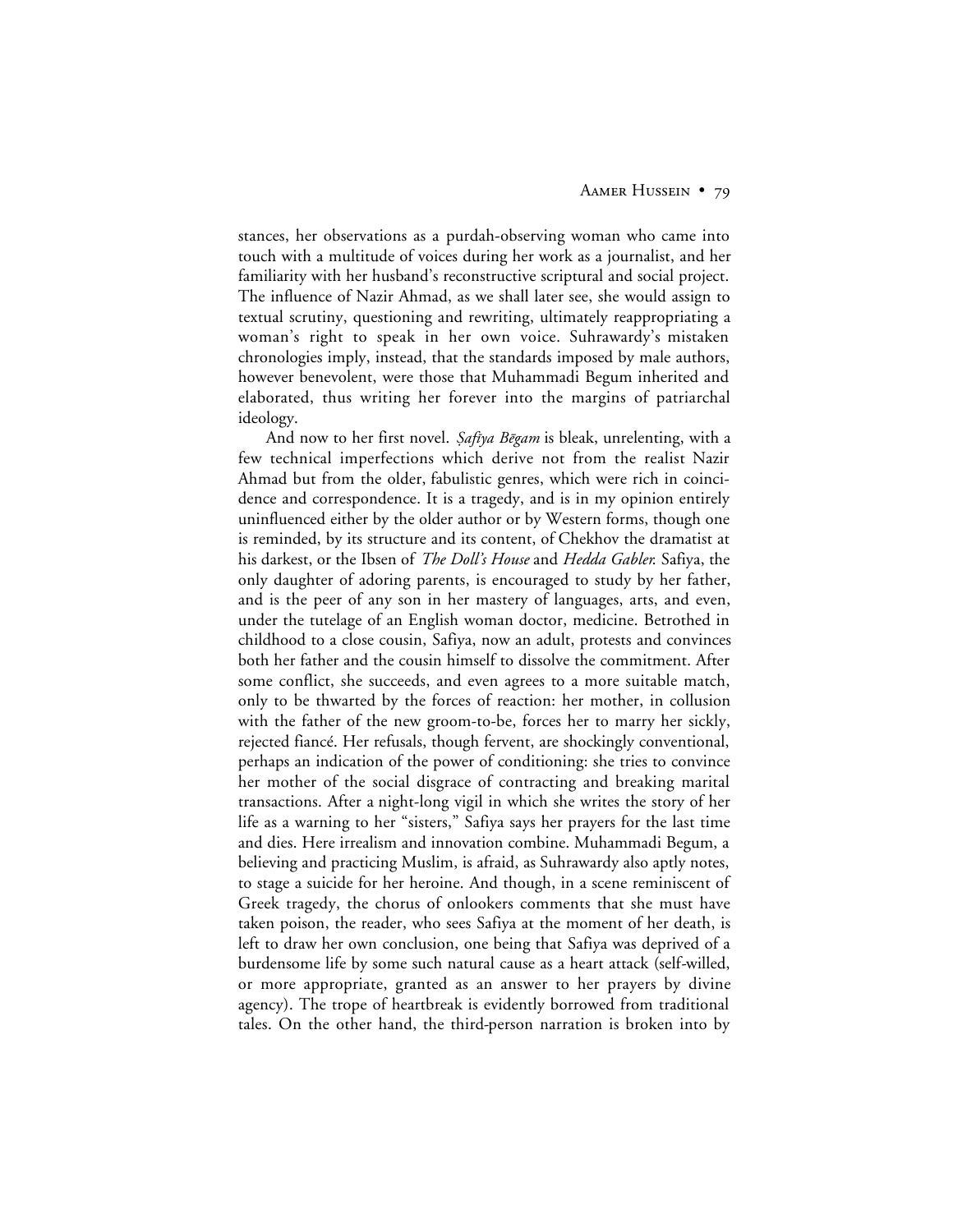stances, her observations as a purdah-observing woman who came into touch with a multitude of voices during her work as a journalist, and her familiarity with her husband's reconstructive scriptural and social project. The influence of Nazir Ahmad, as we shall later see, she would assign to textual scrutiny, questioning and rewriting, ultimately reappropriating a woman's right to speak in her own voice. Suhrawardy's mistaken chronologies imply, instead, that the standards imposed by male authors, however benevolent, were those that Muhammadi Begum inherited and elaborated, thus writing her forever into the margins of patriarchal ideology.

And now to her first novel. *Ṣafīya Bēgam* is bleak, unrelenting, with a few technical imperfections which derive not from the realist Nazir Ahmad but from the older, fabulistic genres, which were rich in coincidence and correspondence. It is a tragedy, and is in my opinion entirely uninfluenced either by the older author or by Western forms, though one is reminded, by its structure and its content, of Chekhov the dramatist at his darkest, or the Ibsen of *The Doll's House* and *Hedda Gabler.* Safiya, the only daughter of adoring parents, is encouraged to study by her father, and is the peer of any son in her mastery of languages, arts, and even, under the tutelage of an English woman doctor, medicine. Betrothed in childhood to a close cousin, Safiya, now an adult, protests and convinces both her father and the cousin himself to dissolve the commitment. After some conflict, she succeeds, and even agrees to a more suitable match, only to be thwarted by the forces of reaction: her mother, in collusion with the father of the new groom-to-be, forces her to marry her sickly, rejected fiancé. Her refusals, though fervent, are shockingly conventional, perhaps an indication of the power of conditioning: she tries to convince her mother of the social disgrace of contracting and breaking marital transactions. After a night-long vigil in which she writes the story of her life as a warning to her "sisters," Safiya says her prayers for the last time and dies. Here irrealism and innovation combine. Muhammadi Begum, a believing and practicing Muslim, is afraid, as Suhrawardy also aptly notes, to stage a suicide for her heroine. And though, in a scene reminiscent of Greek tragedy, the chorus of onlookers comments that she must have taken poison, the reader, who sees Safiya at the moment of her death, is left to draw her own conclusion, one being that Safiya was deprived of a burdensome life by some such natural cause as a heart attack (self-willed, or more appropriate, granted as an answer to her prayers by divine agency). The trope of heartbreak is evidently borrowed from traditional tales. On the other hand, the third-person narration is broken into by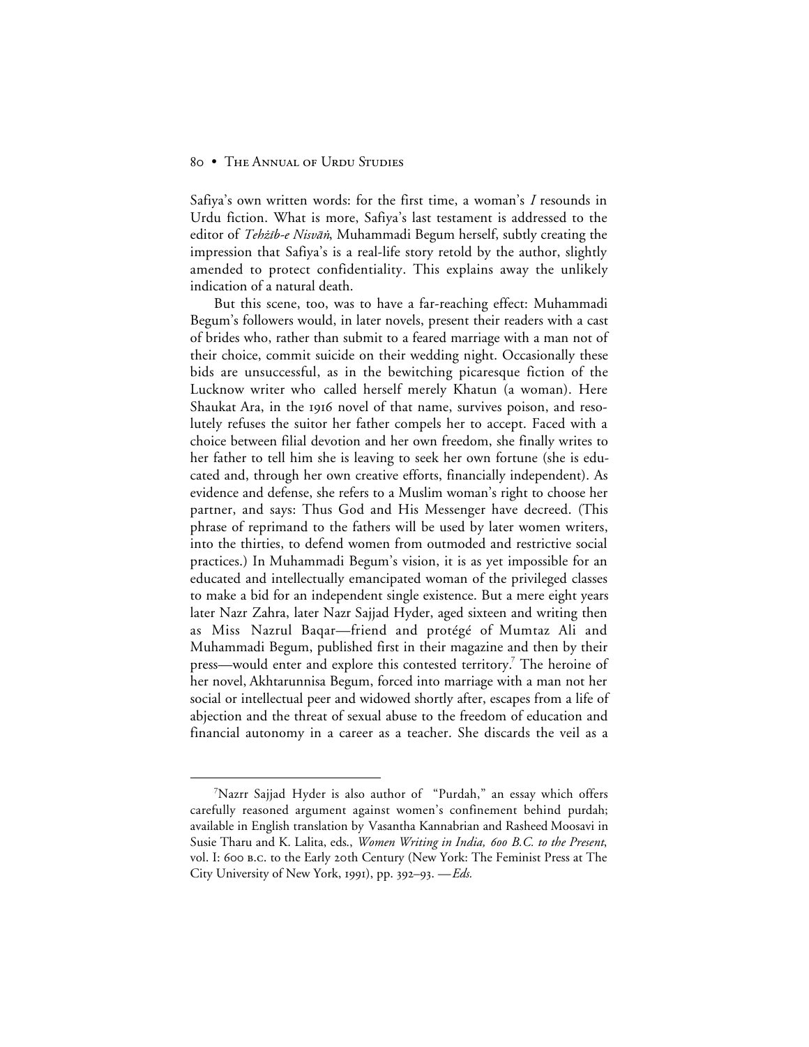Safiya's own written words: for the first time, a woman's *I* resounds in Urdu fiction. What is more, Safiya's last testament is addressed to the editor of *Tehżīb-e Nisvāṅ*, Muhammadi Begum herself, subtly creating the impression that Safiya's is a real-life story retold by the author, slightly amended to protect confidentiality. This explains away the unlikely indication of a natural death.

But this scene, too, was to have a far-reaching effect: Muhammadi Begum's followers would, in later novels, present their readers with a cast of brides who, rather than submit to a feared marriage with a man not of their choice, commit suicide on their wedding night. Occasionally these bids are unsuccessful, as in the bewitching picaresque fiction of the Lucknow writer who called herself merely Khatun (a woman). Here Shaukat Ara, in the 1916 novel of that name, survives poison, and resolutely refuses the suitor her father compels her to accept. Faced with a choice between filial devotion and her own freedom, she finally writes to her father to tell him she is leaving to seek her own fortune (she is educated and, through her own creative efforts, financially independent). As evidence and defense, she refers to a Muslim woman's right to choose her partner, and says: Thus God and His Messenger have decreed. (This phrase of reprimand to the fathers will be used by later women writers, into the thirties, to defend women from outmoded and restrictive social practices.) In Muhammadi Begum's vision, it is as yet impossible for an educated and intellectually emancipated woman of the privileged classes to make a bid for an independent single existence. But a mere eight years later Nazr Zahra, later Nazr Sajjad Hyder, aged sixteen and writing then as Miss Nazrul Baqar—friend and protégé of Mumtaz Ali and Muhammadi Begum, published first in their magazine and then by their press—would enter and explore this contested territory.[7] The heroine of her novel, Akhtarunnisa Begum, forced into marriage with a man not her social or intellectual peer and widowed shortly after, escapes from a life of abjection and the threat of sexual abuse to the freedom of education and financial autonomy in a career as a teacher. She discards the veil as a

---

[7] Nazrr Sajjad Hyder is also author of "Purdah," an essay which offers carefully reasoned argument against women's confinement behind purdah; available in English translation by Vasantha Kannabrian and Rasheed Moosavi in Susie Tharu and K. Lalita, eds., *Women Writing in India, 600 B.C. to the Present*, vol. I: 600 B.C. to the Early 20th Century (New York: The Feminist Press at The City University of New York, 1991), pp. 392–93. —*Eds.*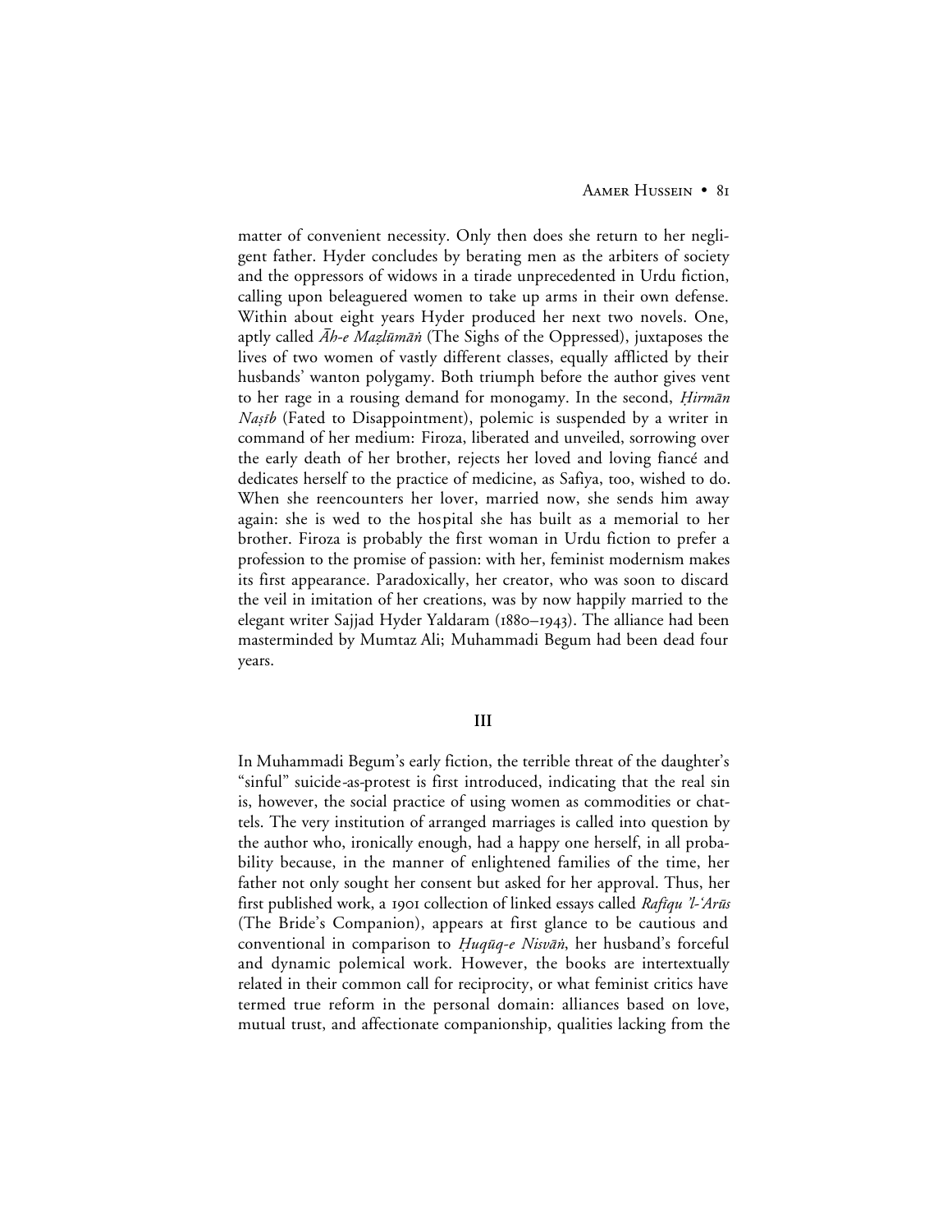matter of convenient necessity. Only then does she return to her negligent father. Hyder concludes by berating men as the arbiters of society and the oppressors of widows in a tirade unprecedented in Urdu fiction, calling upon beleaguered women to take up arms in their own defense. Within about eight years Hyder produced her next two novels. One, aptly called *Āh-e Maẓlūmāṅ* (The Sighs of the Oppressed), juxtaposes the lives of two women of vastly different classes, equally afflicted by their husbands' wanton polygamy. Both triumph before the author gives vent to her rage in a rousing demand for monogamy. In the second, *Ḥirmān Naṣīb* (Fated to Disappointment), polemic is suspended by a writer in command of her medium: Firoza, liberated and unveiled, sorrowing over the early death of her brother, rejects her loved and loving fiancé and dedicates herself to the practice of medicine, as Safiya, too, wished to do. When she reencounters her lover, married now, she sends him away again: she is wed to the hospital she has built as a memorial to her brother. Firoza is probably the first woman in Urdu fiction to prefer a profession to the promise of passion: with her, feminist modernism makes its first appearance. Paradoxically, her creator, who was soon to discard the veil in imitation of her creations, was by now happily married to the elegant writer Sajjad Hyder Yaldaram (1880–1943). The alliance had been masterminded by Mumtaz Ali; Muhammadi Begum had been dead four years.

## III

In Muhammadi Begum's early fiction, the terrible threat of the daughter's "sinful" suicide-as-protest is first introduced, indicating that the real sin is, however, the social practice of using women as commodities or chattels. The very institution of arranged marriages is called into question by the author who, ironically enough, had a happy one herself, in all probability because, in the manner of enlightened families of the time, her father not only sought her consent but asked for her approval. Thus, her first published work, a 1901 collection of linked essays called *Rafīqu 'l-'Arūs* (The Bride's Companion), appears at first glance to be cautious and conventional in comparison to *Ḥuqūq-e Nisvāṅ*, her husband's forceful and dynamic polemical work. However, the books are intertextually related in their common call for reciprocity, or what feminist critics have termed true reform in the personal domain: alliances based on love, mutual trust, and affectionate companionship, qualities lacking from the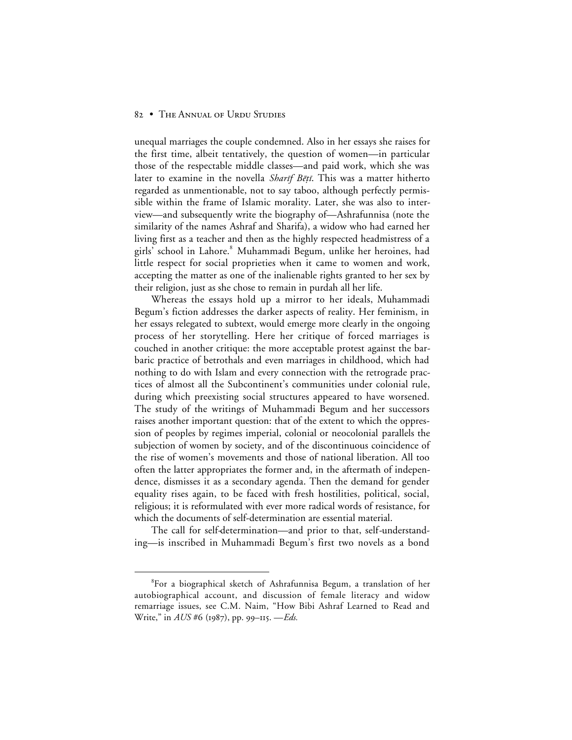unequal marriages the couple condemned. Also in her essays she raises for the first time, albeit tentatively, the question of women—in particular those of the respectable middle classes—and paid work, which she was later to examine in the novella *Sharīf Bēṭī*. This was a matter hitherto regarded as unmentionable, not to say taboo, although perfectly permissible within the frame of Islamic morality. Later, she was also to interview—and subsequently write the biography of—Ashrafunnisa (note the similarity of the names Ashraf and Sharifa), a widow who had earned her living first as a teacher and then as the highly respected headmistress of a girls' school in Lahore.[8] Muhammadi Begum, unlike her heroines, had little respect for social proprieties when it came to women and work, accepting the matter as one of the inalienable rights granted to her sex by their religion, just as she chose to remain in purdah all her life.

Whereas the essays hold up a mirror to her ideals, Muhammadi Begum's fiction addresses the darker aspects of reality. Her feminism, in her essays relegated to subtext, would emerge more clearly in the ongoing process of her storytelling. Here her critique of forced marriages is couched in another critique: the more acceptable protest against the barbaric practice of betrothals and even marriages in childhood, which had nothing to do with Islam and every connection with the retrograde practices of almost all the Subcontinent's communities under colonial rule, during which preexisting social structures appeared to have worsened. The study of the writings of Muhammadi Begum and her successors raises another important question: that of the extent to which the oppression of peoples by regimes imperial, colonial or neocolonial parallels the subjection of women by society, and of the discontinuous coincidence of the rise of women's movements and those of national liberation. All too often the latter appropriates the former and, in the aftermath of independence, dismisses it as a secondary agenda. Then the demand for gender equality rises again, to be faced with fresh hostilities, political, social, religious; it is reformulated with ever more radical words of resistance, for which the documents of self-determination are essential material.

The call for self-determination—and prior to that, self-understanding—is inscribed in Muhammadi Begum's first two novels as a bond

[8]For a biographical sketch of Ashrafunnisa Begum, a translation of her autobiographical account, and discussion of female literacy and widow remarriage issues, see C.M. Naim, "How Bibi Ashraf Learned to Read and Write," in *AUS* #6 (1987), pp. 99–115. —*Eds.*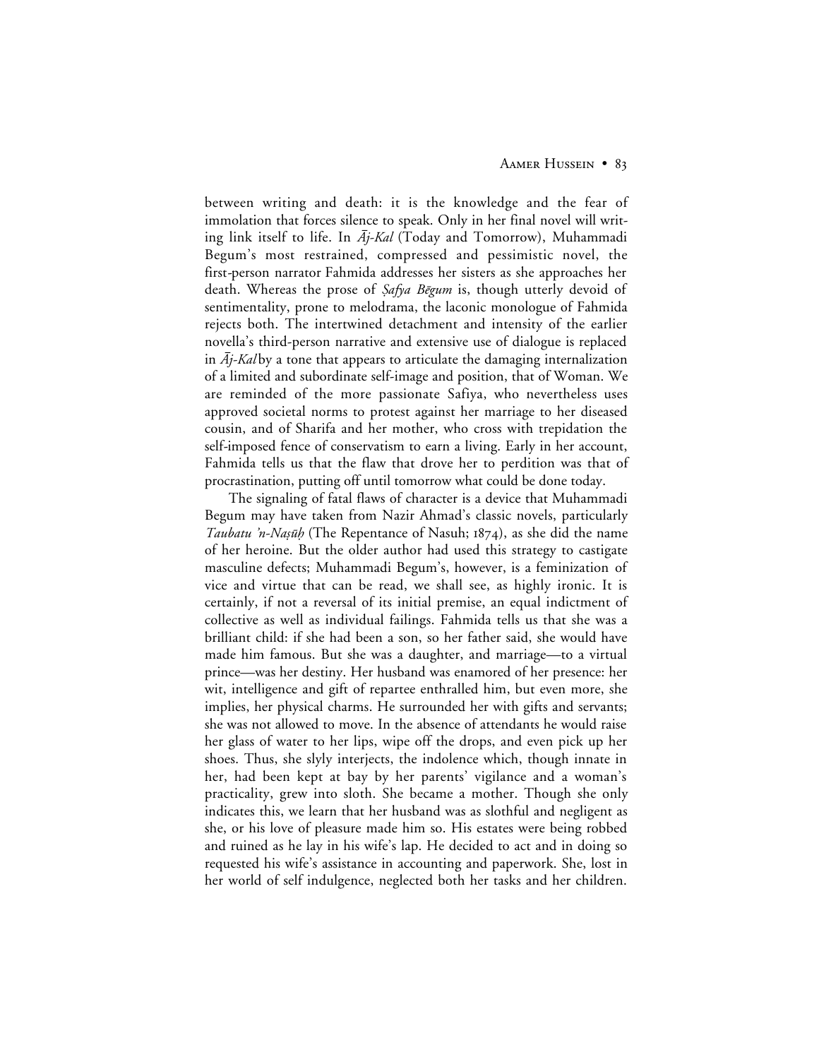between writing and death: it is the knowledge and the fear of immolation that forces silence to speak. Only in her final novel will writing link itself to life. In *Āj-Kal* (Today and Tomorrow), Muhammadi Begum's most restrained, compressed and pessimistic novel, the first-person narrator Fahmida addresses her sisters as she approaches her death. Whereas the prose of *Ṣafya Bēgum* is, though utterly devoid of sentimentality, prone to melodrama, the laconic monologue of Fahmida rejects both. The intertwined detachment and intensity of the earlier novella's third-person narrative and extensive use of dialogue is replaced in *Āj-Kal* by a tone that appears to articulate the damaging internalization of a limited and subordinate self-image and position, that of Woman. We are reminded of the more passionate Safiya, who nevertheless uses approved societal norms to protest against her marriage to her diseased cousin, and of Sharifa and her mother, who cross with trepidation the self-imposed fence of conservatism to earn a living. Early in her account, Fahmida tells us that the flaw that drove her to perdition was that of procrastination, putting off until tomorrow what could be done today.

The signaling of fatal flaws of character is a device that Muhammadi Begum may have taken from Nazir Ahmad's classic novels, particularly *Taubatu 'n-Naṣūḥ* (The Repentance of Nasuh; 1874), as she did the name of her heroine. But the older author had used this strategy to castigate masculine defects; Muhammadi Begum's, however, is a feminization of vice and virtue that can be read, we shall see, as highly ironic. It is certainly, if not a reversal of its initial premise, an equal indictment of collective as well as individual failings. Fahmida tells us that she was a brilliant child: if she had been a son, so her father said, she would have made him famous. But she was a daughter, and marriage—to a virtual prince—was her destiny. Her husband was enamored of her presence: her wit, intelligence and gift of repartee enthralled him, but even more, she implies, her physical charms. He surrounded her with gifts and servants; she was not allowed to move. In the absence of attendants he would raise her glass of water to her lips, wipe off the drops, and even pick up her shoes. Thus, she slyly interjects, the indolence which, though innate in her, had been kept at bay by her parents' vigilance and a woman's practicality, grew into sloth. She became a mother. Though she only indicates this, we learn that her husband was as slothful and negligent as she, or his love of pleasure made him so. His estates were being robbed and ruined as he lay in his wife's lap. He decided to act and in doing so requested his wife's assistance in accounting and paperwork. She, lost in her world of self indulgence, neglected both her tasks and her children.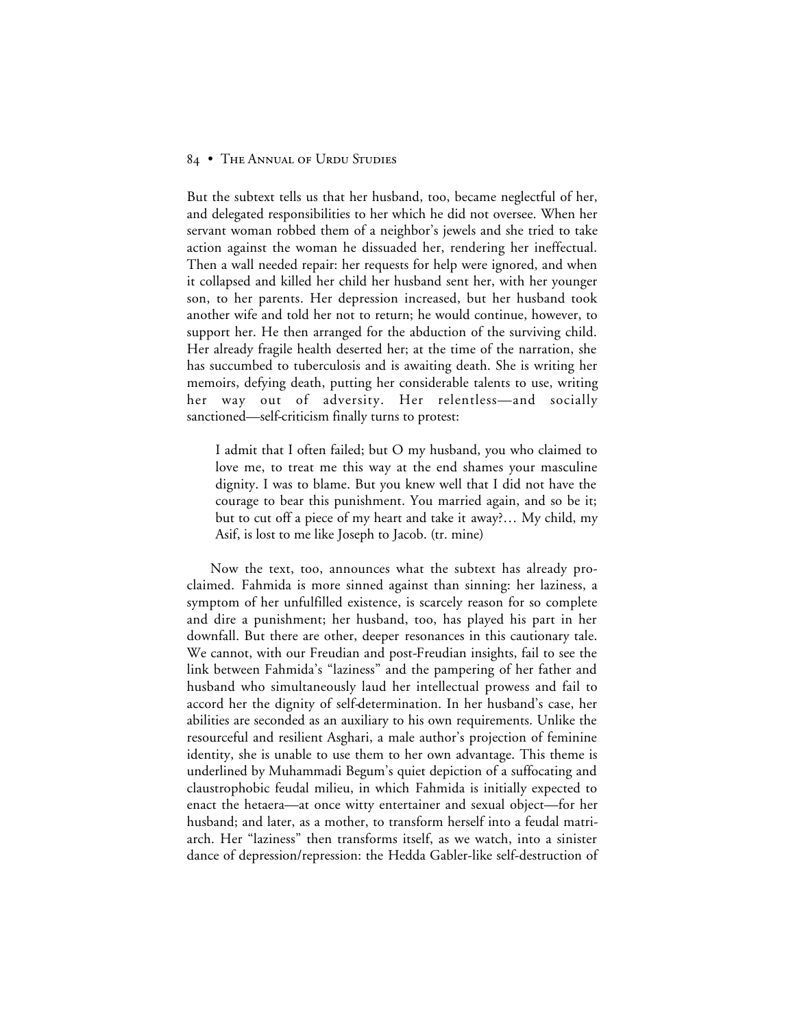But the subtext tells us that her husband, too, became neglectful of her, and delegated responsibilities to her which he did not oversee. When her servant woman robbed them of a neighbor's jewels and she tried to take action against the woman he dissuaded her, rendering her ineffectual. Then a wall needed repair: her requests for help were ignored, and when it collapsed and killed her child her husband sent her, with her younger son, to her parents. Her depression increased, but her husband took another wife and told her not to return; he would continue, however, to support her. He then arranged for the abduction of the surviving child. Her already fragile health deserted her; at the time of the narration, she has succumbed to tuberculosis and is awaiting death. She is writing her memoirs, defying death, putting her considerable talents to use, writing her way out of adversity. Her relentless—and socially sanctioned—self-criticism finally turns to protest:

> I admit that I often failed; but O my husband, you who claimed to love me, to treat me this way at the end shames your masculine dignity. I was to blame. But you knew well that I did not have the courage to bear this punishment. You married again, and so be it; but to cut off a piece of my heart and take it away?… My child, my Asif, is lost to me like Joseph to Jacob. (tr. mine)

Now the text, too, announces what the subtext has already proclaimed. Fahmida is more sinned against than sinning: her laziness, a symptom of her unfulfilled existence, is scarcely reason for so complete and dire a punishment; her husband, too, has played his part in her downfall. But there are other, deeper resonances in this cautionary tale. We cannot, with our Freudian and post-Freudian insights, fail to see the link between Fahmida's "laziness" and the pampering of her father and husband who simultaneously laud her intellectual prowess and fail to accord her the dignity of self-determination. In her husband's case, her abilities are seconded as an auxiliary to his own requirements. Unlike the resourceful and resilient Asghari, a male author's projection of feminine identity, she is unable to use them to her own advantage. This theme is underlined by Muhammadi Begum's quiet depiction of a suffocating and claustrophobic feudal milieu, in which Fahmida is initially expected to enact the hetaera—at once witty entertainer and sexual object—for her husband; and later, as a mother, to transform herself into a feudal matriarch. Her "laziness" then transforms itself, as we watch, into a sinister dance of depression/repression: the Hedda Gabler-like self-destruction of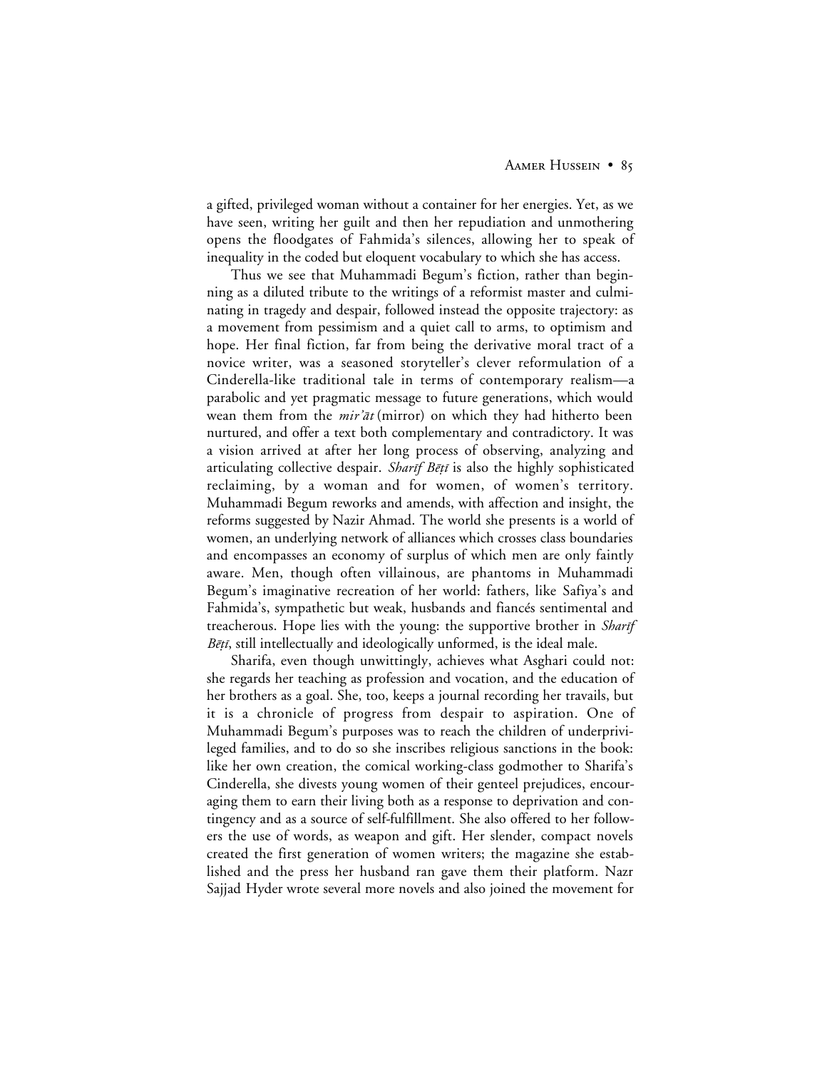a gifted, privileged woman without a container for her energies. Yet, as we have seen, writing her guilt and then her repudiation and unmothering opens the floodgates of Fahmida's silences, allowing her to speak of inequality in the coded but eloquent vocabulary to which she has access.

Thus we see that Muhammadi Begum's fiction, rather than beginning as a diluted tribute to the writings of a reformist master and culminating in tragedy and despair, followed instead the opposite trajectory: as a movement from pessimism and a quiet call to arms, to optimism and hope. Her final fiction, far from being the derivative moral tract of a novice writer, was a seasoned storyteller's clever reformulation of a Cinderella-like traditional tale in terms of contemporary realism—a parabolic and yet pragmatic message to future generations, which would wean them from the *mir'āt* (mirror) on which they had hitherto been nurtured, and offer a text both complementary and contradictory. It was a vision arrived at after her long process of observing, analyzing and articulating collective despair. *Sharīf Bēṭī* is also the highly sophisticated reclaiming, by a woman and for women, of women's territory. Muhammadi Begum reworks and amends, with affection and insight, the reforms suggested by Nazir Ahmad. The world she presents is a world of women, an underlying network of alliances which crosses class boundaries and encompasses an economy of surplus of which men are only faintly aware. Men, though often villainous, are phantoms in Muhammadi Begum's imaginative recreation of her world: fathers, like Safiya's and Fahmida's, sympathetic but weak, husbands and fiancés sentimental and treacherous. Hope lies with the young: the supportive brother in *Sharīf Bēṭī*, still intellectually and ideologically unformed, is the ideal male.

Sharifa, even though unwittingly, achieves what Asghari could not: she regards her teaching as profession and vocation, and the education of her brothers as a goal. She, too, keeps a journal recording her travails, but it is a chronicle of progress from despair to aspiration. One of Muhammadi Begum's purposes was to reach the children of underprivileged families, and to do so she inscribes religious sanctions in the book: like her own creation, the comical working-class godmother to Sharifa's Cinderella, she divests young women of their genteel prejudices, encouraging them to earn their living both as a response to deprivation and contingency and as a source of self-fulfillment. She also offered to her followers the use of words, as weapon and gift. Her slender, compact novels created the first generation of women writers; the magazine she established and the press her husband ran gave them their platform. Nazr Sajjad Hyder wrote several more novels and also joined the movement for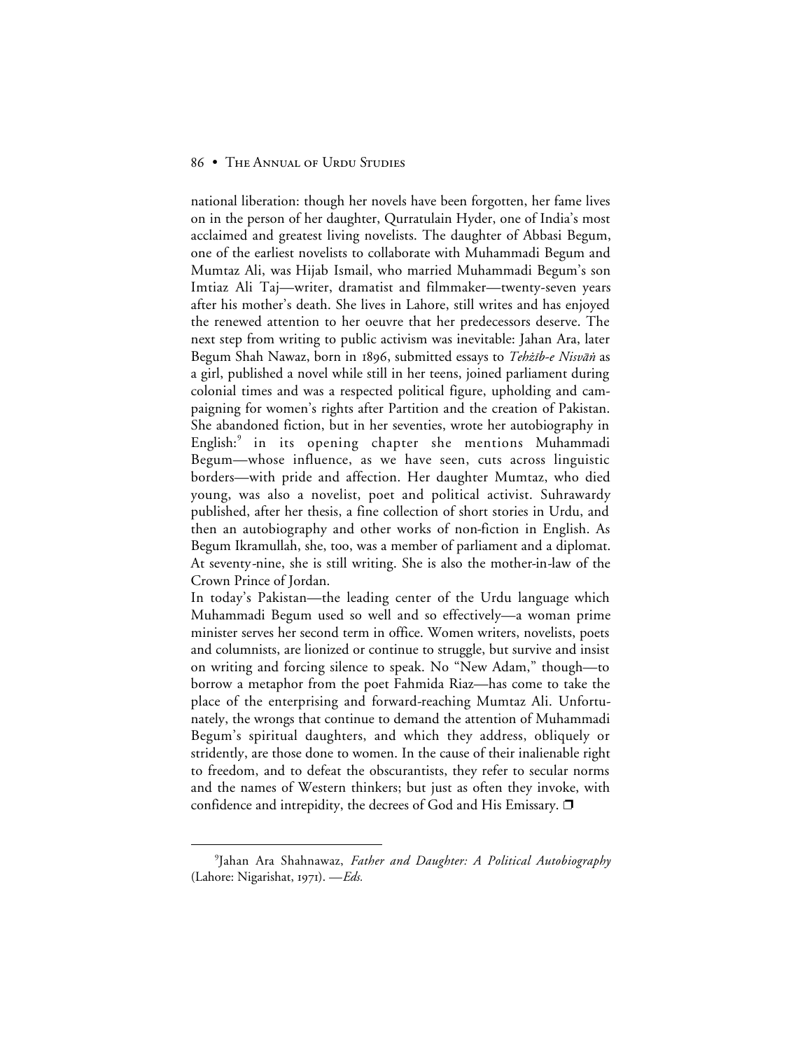national liberation: though her novels have been forgotten, her fame lives on in the person of her daughter, Qurratulain Hyder, one of India's most acclaimed and greatest living novelists. The daughter of Abbasi Begum, one of the earliest novelists to collaborate with Muhammadi Begum and Mumtaz Ali, was Hijab Ismail, who married Muhammadi Begum's son Imtiaz Ali Taj—writer, dramatist and filmmaker—twenty-seven years after his mother's death. She lives in Lahore, still writes and has enjoyed the renewed attention to her oeuvre that her predecessors deserve. The next step from writing to public activism was inevitable: Jahan Ara, later Begum Shah Nawaz, born in 1896, submitted essays to *Tehẕīb-e Nisvāṅ* as a girl, published a novel while still in her teens, joined parliament during colonial times and was a respected political figure, upholding and campaigning for women's rights after Partition and the creation of Pakistan. She abandoned fiction, but in her seventies, wrote her autobiography in English:[9] in its opening chapter she mentions Muhammadi Begum—whose influence, as we have seen, cuts across linguistic borders—with pride and affection. Her daughter Mumtaz, who died young, was also a novelist, poet and political activist. Suhrawardy published, after her thesis, a fine collection of short stories in Urdu, and then an autobiography and other works of non-fiction in English. As Begum Ikramullah, she, too, was a member of parliament and a diplomat. At seventy-nine, she is still writing. She is also the mother-in-law of the Crown Prince of Jordan.

In today's Pakistan—the leading center of the Urdu language which Muhammadi Begum used so well and so effectively—a woman prime minister serves her second term in office. Women writers, novelists, poets and columnists, are lionized or continue to struggle, but survive and insist on writing and forcing silence to speak. No "New Adam," though—to borrow a metaphor from the poet Fahmida Riaz—has come to take the place of the enterprising and forward-reaching Mumtaz Ali. Unfortunately, the wrongs that continue to demand the attention of Muhammadi Begum's spiritual daughters, and which they address, obliquely or stridently, are those done to women. In the cause of their inalienable right to freedom, and to defeat the obscurantists, they refer to secular norms and the names of Western thinkers; but just as often they invoke, with confidence and intrepidity, the decrees of God and His Emissary. ❐

---

[9] Jahan Ara Shahnawaz, *Father and Daughter: A Political Autobiography* (Lahore: Nigarishat, 1971). —*Eds.*